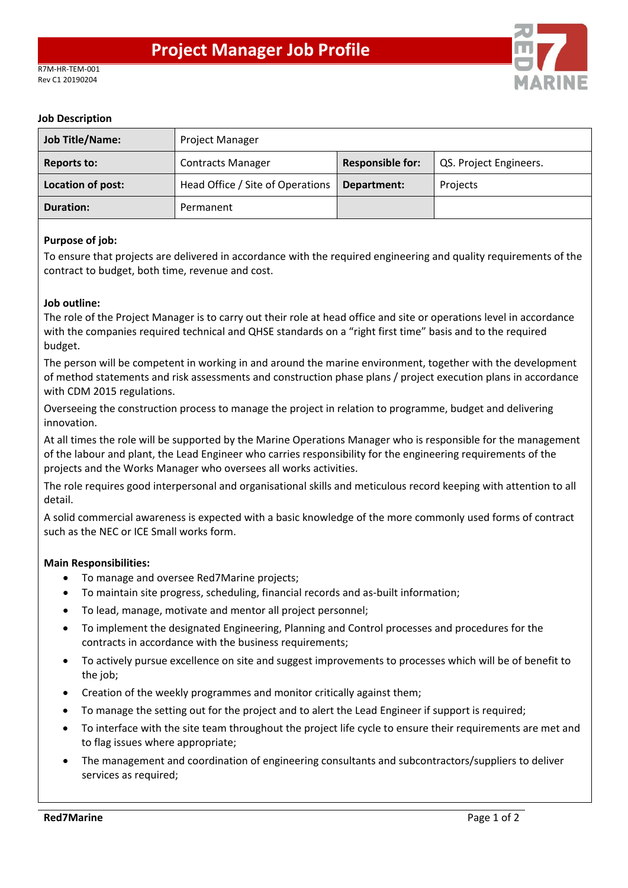# Project Manager Job Profile

R7M-HR-TEM-001
Rev C1 20190204

**Job Description**

| **Job Title/Name:** | Project Manager | | |
|---|---|---|---|
| **Reports to:** | Contracts Manager | **Responsible for:** | QS. Project Engineers. |
| **Location of post:** | Head Office / Site of Operations | **Department:** | Projects |
| **Duration:** | Permanent | | |

**Purpose of job:**

To ensure that projects are delivered in accordance with the required engineering and quality requirements of the contract to budget, both time, revenue and cost.

**Job outline:**

The role of the Project Manager is to carry out their role at head office and site or operations level in accordance with the companies required technical and QHSE standards on a "right first time" basis and to the required budget.

The person will be competent in working in and around the marine environment, together with the development of method statements and risk assessments and construction phase plans / project execution plans in accordance with CDM 2015 regulations.

Overseeing the construction process to manage the project in relation to programme, budget and delivering innovation.

At all times the role will be supported by the Marine Operations Manager who is responsible for the management of the labour and plant, the Lead Engineer who carries responsibility for the engineering requirements of the projects and the Works Manager who oversees all works activities.

The role requires good interpersonal and organisational skills and meticulous record keeping with attention to all detail.

A solid commercial awareness is expected with a basic knowledge of the more commonly used forms of contract such as the NEC or ICE Small works form.

**Main Responsibilities:**

- To manage and oversee Red7Marine projects;
- To maintain site progress, scheduling, financial records and as-built information;
- To lead, manage, motivate and mentor all project personnel;
- To implement the designated Engineering, Planning and Control processes and procedures for the contracts in accordance with the business requirements;
- To actively pursue excellence on site and suggest improvements to processes which will be of benefit to the job;
- Creation of the weekly programmes and monitor critically against them;
- To manage the setting out for the project and to alert the Lead Engineer if support is required;
- To interface with the site team throughout the project life cycle to ensure their requirements are met and to flag issues where appropriate;
- The management and coordination of engineering consultants and subcontractors/suppliers to deliver services as required;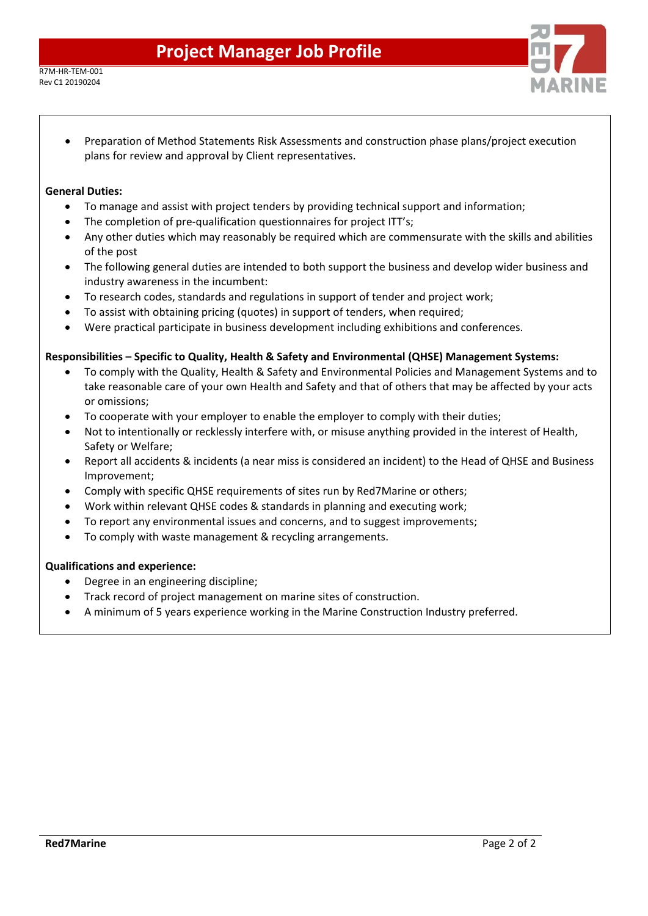- Preparation of Method Statements Risk Assessments and construction phase plans/project execution plans for review and approval by Client representatives.

**General Duties:**

- To manage and assist with project tenders by providing technical support and information;
- The completion of pre-qualification questionnaires for project ITT's;
- Any other duties which may reasonably be required which are commensurate with the skills and abilities of the post
- The following general duties are intended to both support the business and develop wider business and industry awareness in the incumbent:
- To research codes, standards and regulations in support of tender and project work;
- To assist with obtaining pricing (quotes) in support of tenders, when required;
- Were practical participate in business development including exhibitions and conferences.

**Responsibilities – Specific to Quality, Health & Safety and Environmental (QHSE) Management Systems:**

- To comply with the Quality, Health & Safety and Environmental Policies and Management Systems and to take reasonable care of your own Health and Safety and that of others that may be affected by your acts or omissions;
- To cooperate with your employer to enable the employer to comply with their duties;
- Not to intentionally or recklessly interfere with, or misuse anything provided in the interest of Health, Safety or Welfare;
- Report all accidents & incidents (a near miss is considered an incident) to the Head of QHSE and Business Improvement;
- Comply with specific QHSE requirements of sites run by Red7Marine or others;
- Work within relevant QHSE codes & standards in planning and executing work;
- To report any environmental issues and concerns, and to suggest improvements;
- To comply with waste management & recycling arrangements.

**Qualifications and experience:**

- Degree in an engineering discipline;
- Track record of project management on marine sites of construction.
- A minimum of 5 years experience working in the Marine Construction Industry preferred.